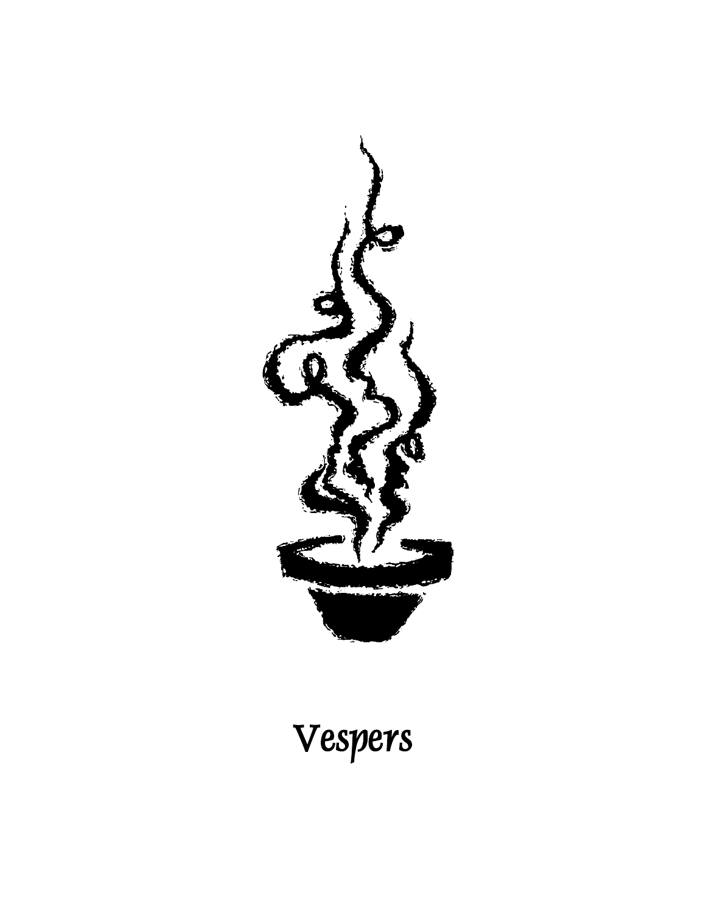# Vespers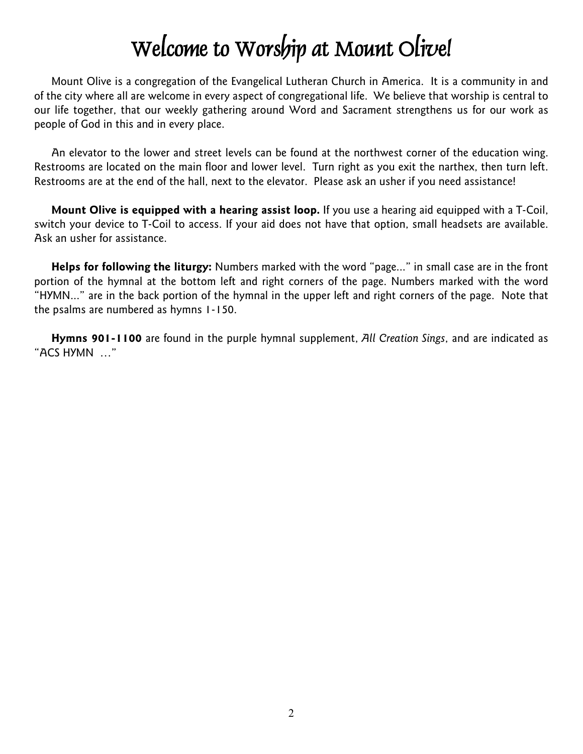# Welcome to Worship at Mount Olive!

Mount Olive is a congregation of the Evangelical Lutheran Church in America. It is a community in and of the city where all are welcome in every aspect of congregational life. We believe that worship is central to our life together, that our weekly gathering around Word and Sacrament strengthens us for our work as people of God in this and in every place.

An elevator to the lower and street levels can be found at the northwest corner of the education wing. Restrooms are located on the main floor and lower level. Turn right as you exit the narthex, then turn left. Restrooms are at the end of the hall, next to the elevator. Please ask an usher if you need assistance!

**Mount Olive is equipped with a hearing assist loop.** If you use a hearing aid equipped with a T-Coil, switch your device to T-Coil to access. If your aid does not have that option, small headsets are available. Ask an usher for assistance.

**Helps for following the liturgy:** Numbers marked with the word "page..." in small case are in the front portion of the hymnal at the bottom left and right corners of the page. Numbers marked with the word "HYMN..." are in the back portion of the hymnal in the upper left and right corners of the page. Note that the psalms are numbered as hymns 1-150.

**Hymns 901-1100** are found in the purple hymnal supplement, *All Creation Sings*, and are indicated as "ACS HYMN …"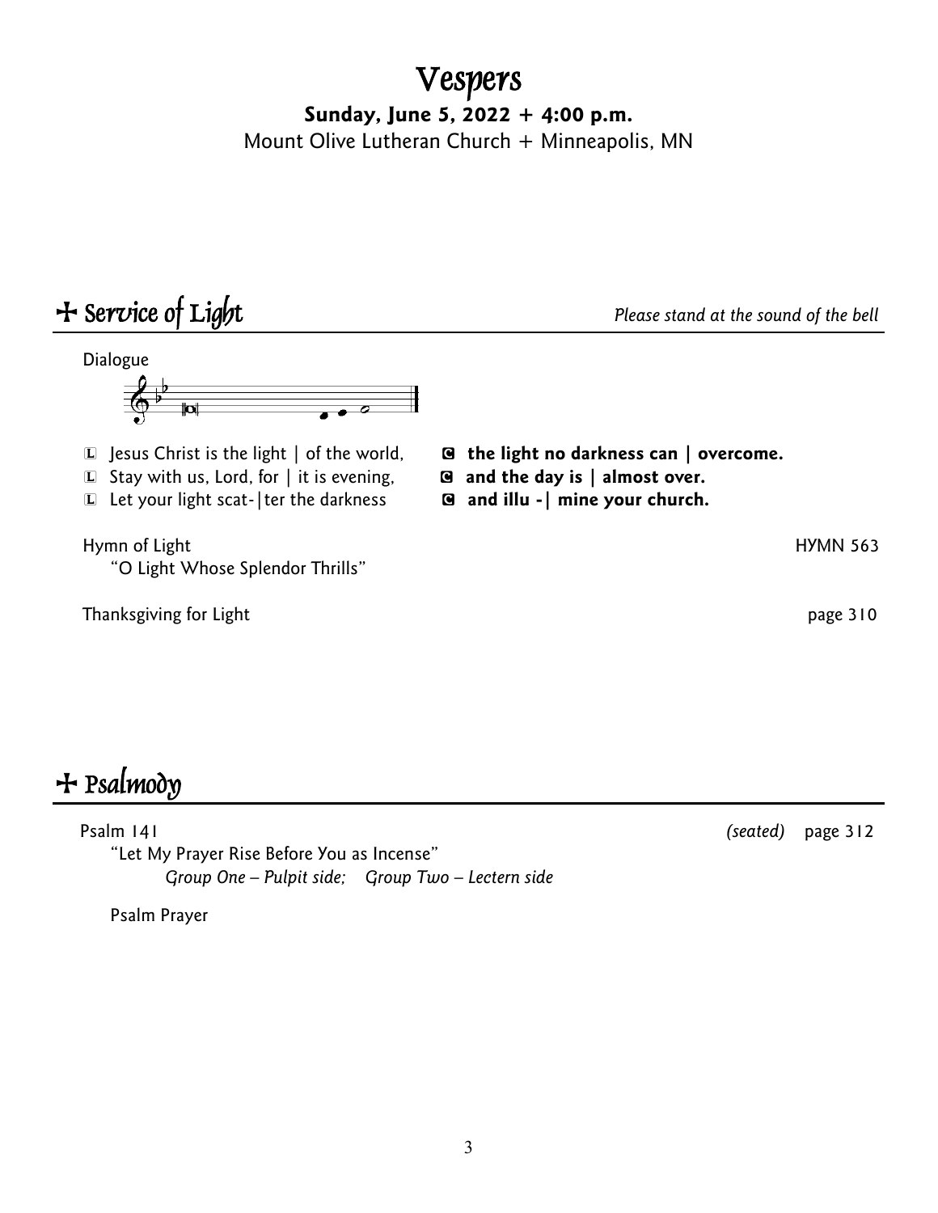# Vespers

**Sunday, June 5, 2022 + 4:00 p.m.**

Mount Olive Lutheran Church + Minneapolis, MN

## + Service of Light

*Please stand at the sound of the bell*

Dialogue

L Jesus Christ is the light | of the world, **C the light no darkness can | overcome.**

L Stay with us, Lord, for | it is evening, **C and the day is | almost over.**

L Let your light scat-|ter the darkness **C and illu -| mine your church.**

Hymn of Light — HYMN 563
"O Light Whose Splendor Thrills"

Thanksgiving for Light — page 310

## + Psalmody

Psalm 141 *(seated)* page 312
"Let My Prayer Rise Before You as Incense"
*Group One – Pulpit side; Group Two – Lectern side*

Psalm Prayer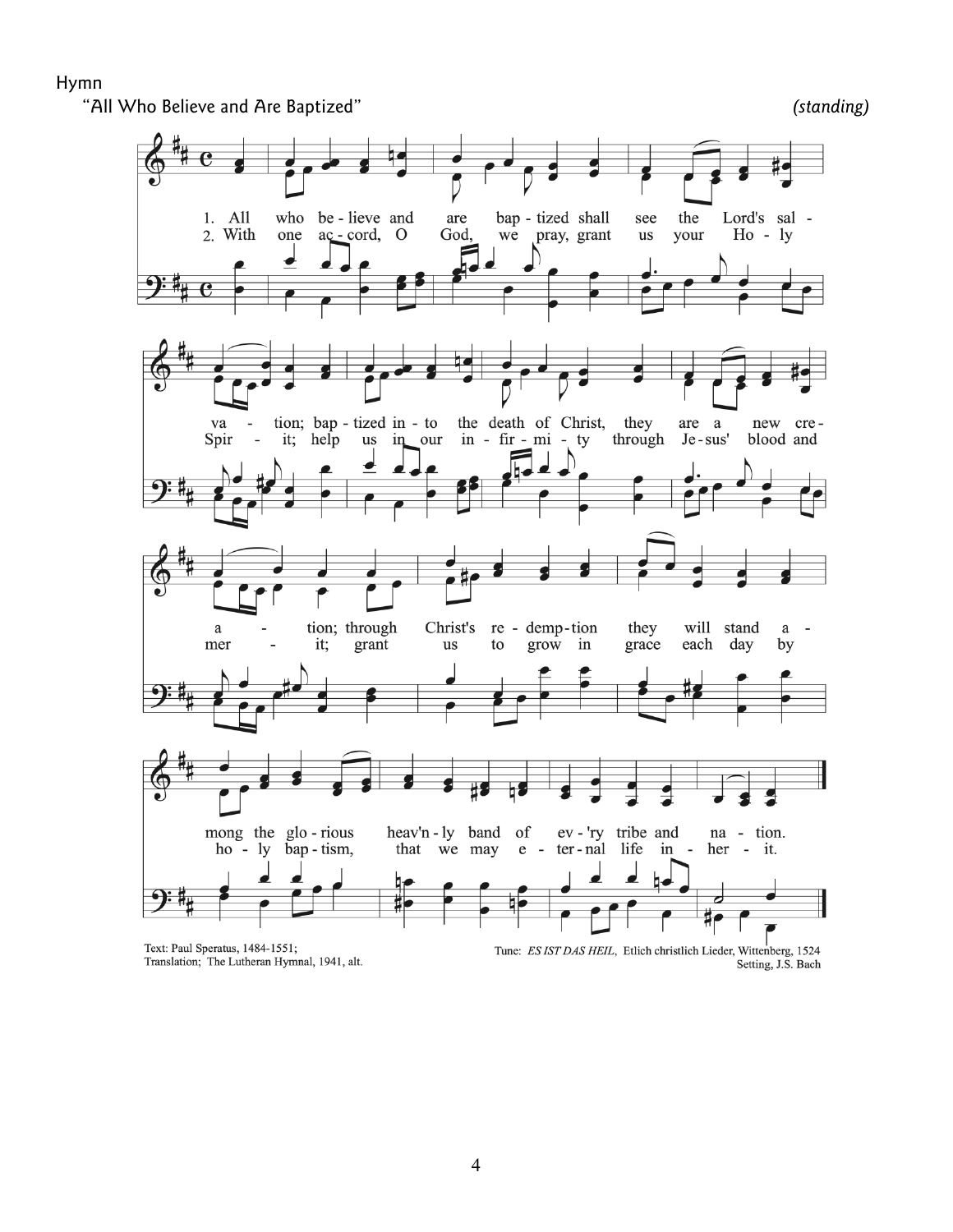Hymn

"All Who Believe and Are Baptized" *(standing)*

1. All who believe and are baptized shall see the Lord's salvation; baptized into the death of Christ, they are a new creation; through Christ's redemption they will stand among the glorious heav'nly band of ev'ry tribe and nation.

2. With one accord, O God, we pray, grant us your Holy Spirit; help us in our infirmity through Jesus' blood and merit; grant us to grow in grace each day by holy baptism, that we may eternal life inherit.

Text: Paul Speratus, 1484-1551;
Translation; The Lutheran Hymnal, 1941, alt.

Tune: *ES IST DAS HEIL*, Etlich christlich Lieder, Wittenberg, 1524
Setting, J.S. Bach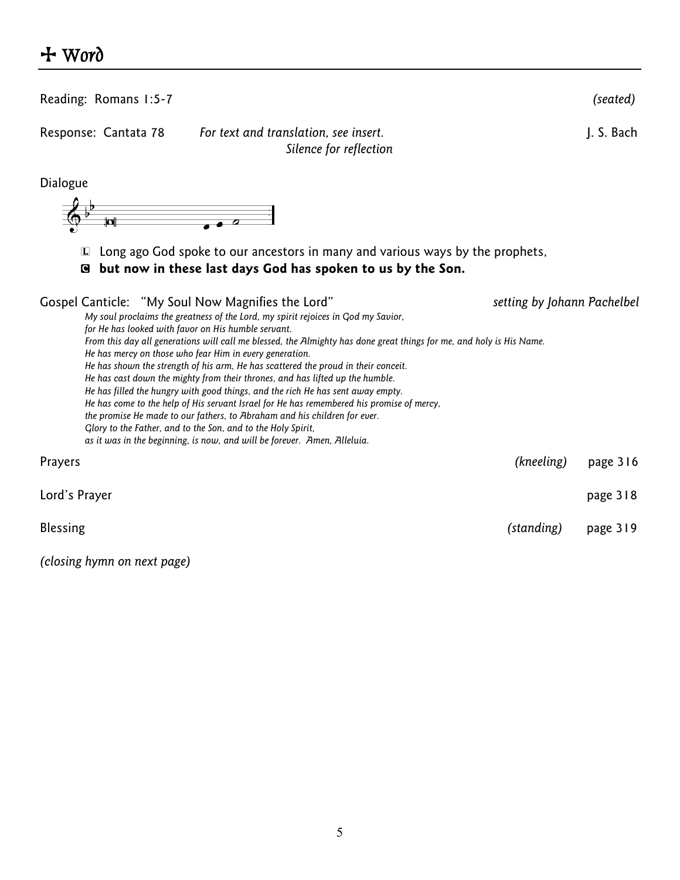# ✠ Word

Reading: Romans 1:5-7 *(seated)*

Response: Cantata 78 *For text and translation, see insert.* J. S. Bach

*Silence for reflection*

Dialogue

L Long ago God spoke to our ancestors in many and various ways by the prophets,

**C but now in these last days God has spoken to us by the Son.**

Gospel Canticle: "My Soul Now Magnifies the Lord" *setting by Johann Pachelbel*

*My soul proclaims the greatness of the Lord, my spirit rejoices in God my Savior,*
*for He has looked with favor on His humble servant.*
*From this day all generations will call me blessed, the Almighty has done great things for me, and holy is His Name.*
*He has mercy on those who fear Him in every generation.*
*He has shown the strength of his arm, He has scattered the proud in their conceit.*
*He has cast down the mighty from their thrones, and has lifted up the humble.*
*He has filled the hungry with good things, and the rich He has sent away empty.*
*He has come to the help of His servant Israel for He has remembered his promise of mercy,*
*the promise He made to our fathers, to Abraham and his children for ever.*
*Glory to the Father, and to the Son, and to the Holy Spirit,*
*as it was in the beginning, is now, and will be forever. Amen, Alleluia.*

Prayers *(kneeling)* page 316

Lord's Prayer page 318

Blessing *(standing)* page 319

*(closing hymn on next page)*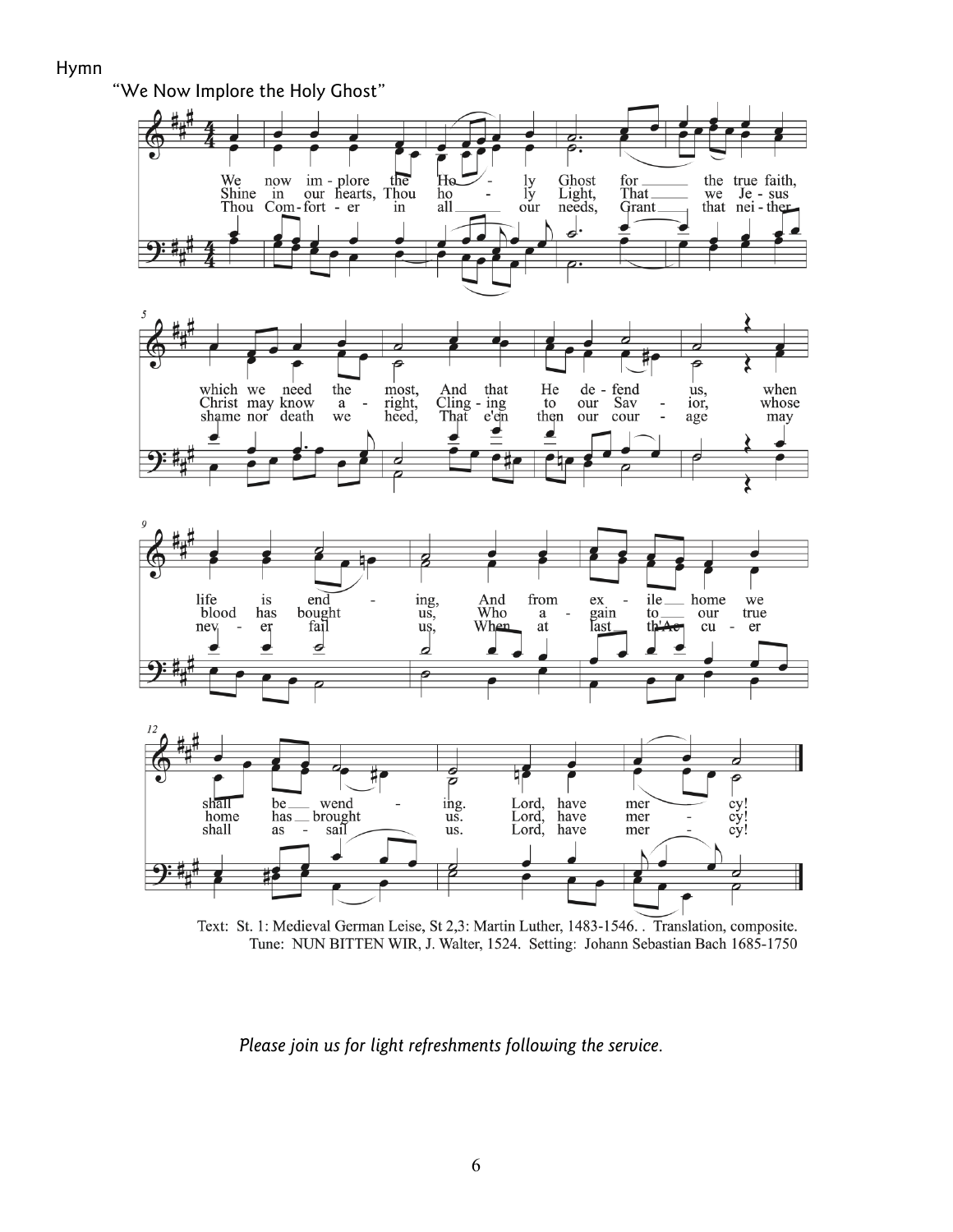Hymn

"We Now Implore the Holy Ghost"

We now im - plore the Ho - ly Ghost for the true faith, which we need the most, And that He de - fend us, when life is end - ing, And from ex - ile home we shall be wend - ing. Lord, have mer - cy!

Shine in our hearts, Thou ho - ly Light, That we Je - sus Christ may know a - right, Cling - ing to our Sav - ior, whose blood has bought us, Who a - gain to our true home has brought us. Lord, have mer - cy!

Thou Com - fort - er in all our needs, Grant that nei - ther shame nor death we heed, That e'en then our cour - age may nev - er fail us, When at last th'Ac - cu - er shall as - sail us. Lord, have mer - cy!

Text: St. 1: Medieval German Leise, St 2,3: Martin Luther, 1483-1546. . Translation, composite.
Tune: NUN BITTEN WIR, J. Walter, 1524. Setting: Johann Sebastian Bach 1685-1750

*Please join us for light refreshments following the service.*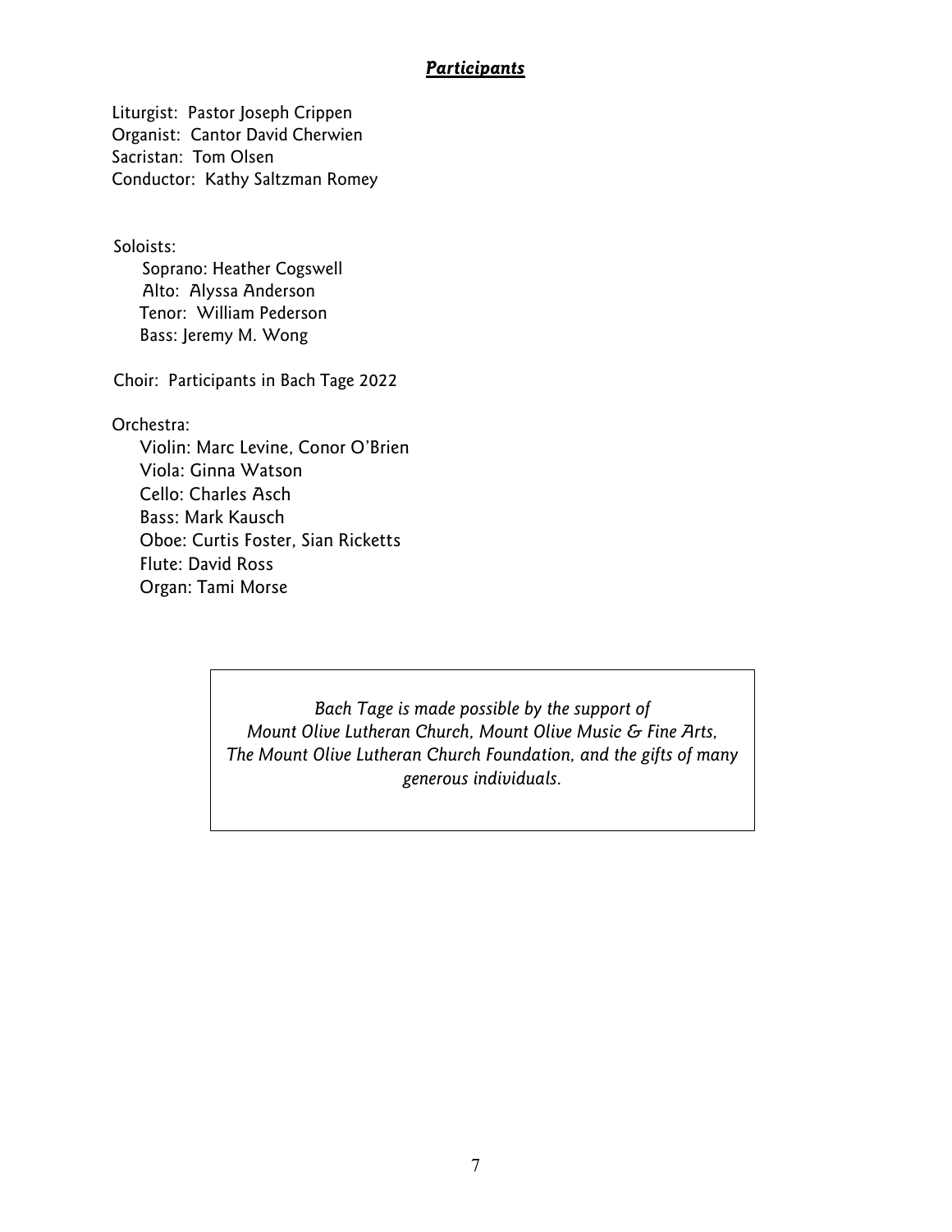## ***Participants***

Liturgist: Pastor Joseph Crippen
Organist: Cantor David Cherwien
Sacristan: Tom Olsen
Conductor: Kathy Saltzman Romey

Soloists:
- Soprano: Heather Cogswell
- Alto: Alyssa Anderson
- Tenor: William Pederson
- Bass: Jeremy M. Wong

Choir: Participants in Bach Tage 2022

Orchestra:
- Violin: Marc Levine, Conor O'Brien
- Viola: Ginna Watson
- Cello: Charles Asch
- Bass: Mark Kausch
- Oboe: Curtis Foster, Sian Ricketts
- Flute: David Ross
- Organ: Tami Morse

*Bach Tage is made possible by the support of Mount Olive Lutheran Church, Mount Olive Music & Fine Arts, The Mount Olive Lutheran Church Foundation, and the gifts of many generous individuals.*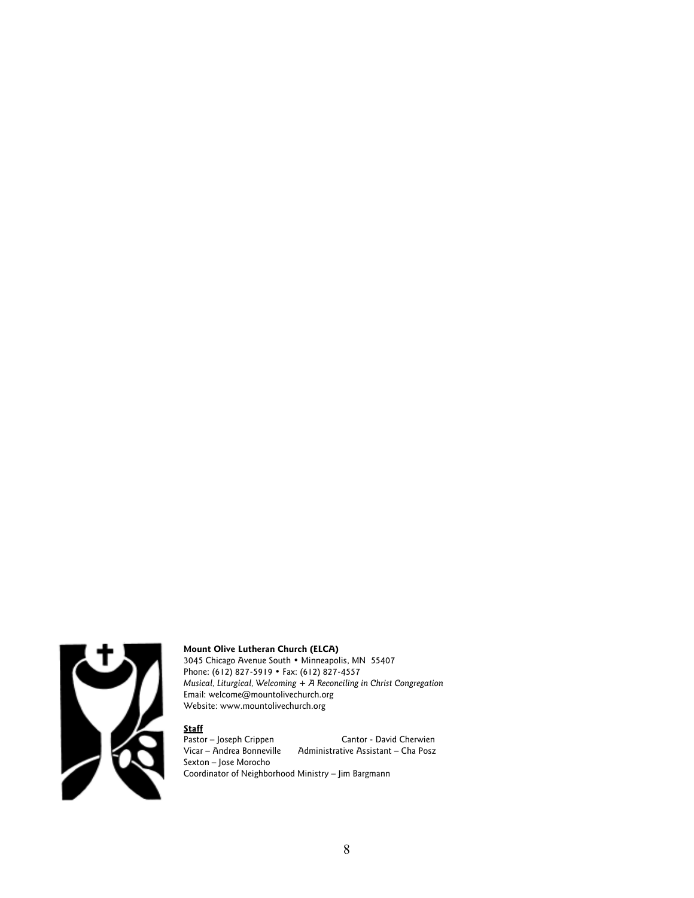**Mount Olive Lutheran Church (ELCA)**
3045 Chicago Avenue South • Minneapolis, MN 55407
Phone: (612) 827-5919 • Fax: (612) 827-4557
*Musical, Liturgical, Welcoming + A Reconciling in Christ Congregation*
Email: welcome@mountolivechurch.org
Website: www.mountolivechurch.org

**Staff**

Pastor – Joseph Crippen
Cantor - David Cherwien
Vicar – Andrea Bonneville
Administrative Assistant – Cha Posz
Sexton – Jose Morocho
Coordinator of Neighborhood Ministry – Jim Bargmann